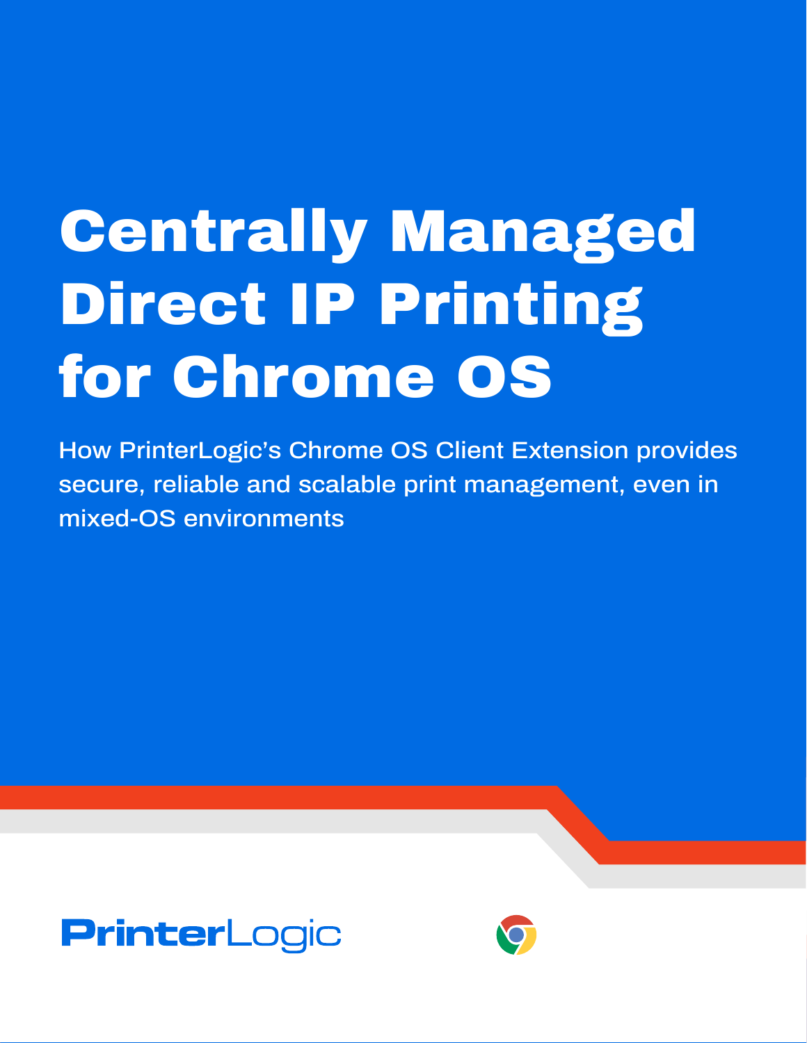# Centrally Managed Direct IP Printing for Chrome OS

How PrinterLogic's Chrome OS Client Extension provides secure, reliable and scalable print management, even in mixed-OS environments

PrinterLogic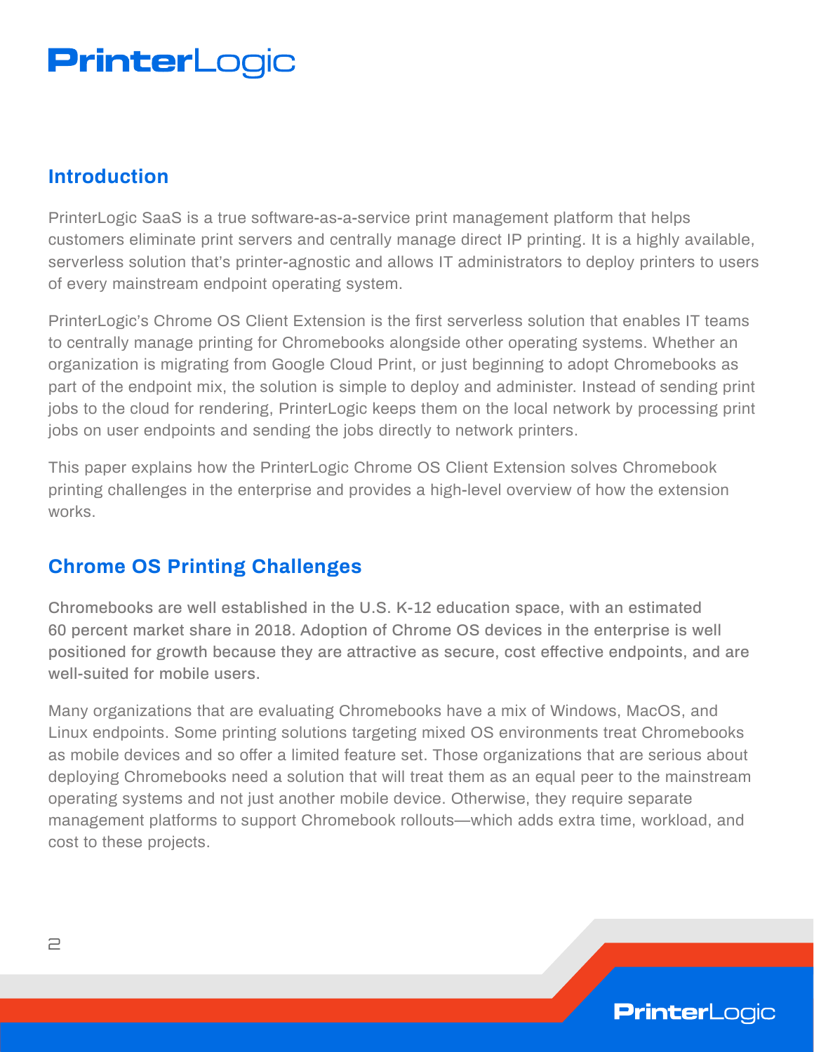## Introduction

PrinterLogic SaaS is a true software-as-a-service print management platform that helps customers eliminate print servers and centrally manage direct IP printing. It is a highly available, serverless solution that's printer-agnostic and allows IT administrators to deploy printers to users of every mainstream endpoint operating system.

PrinterLogic's Chrome OS Client Extension is the first serverless solution that enables IT teams to centrally manage printing for Chromebooks alongside other operating systems. Whether an organization is migrating from Google Cloud Print, or just beginning to adopt Chromebooks as part of the endpoint mix, the solution is simple to deploy and administer. Instead of sending print jobs to the cloud for rendering, PrinterLogic keeps them on the local network by processing print jobs on user endpoints and sending the jobs directly to network printers.

This paper explains how the PrinterLogic Chrome OS Client Extension solves Chromebook printing challenges in the enterprise and provides a high-level overview of how the extension works.

## Chrome OS Printing Challenges

Chromebooks are well established in the U.S. K-12 education space, with an estimated 60 percent market share in 2018. Adoption of Chrome OS devices in the enterprise is well positioned for growth because they are attractive as secure, cost effective endpoints, and are well-suited for mobile users.

Many organizations that are evaluating Chromebooks have a mix of Windows, MacOS, and Linux endpoints. Some printing solutions targeting mixed OS environments treat Chromebooks as mobile devices and so offer a limited feature set. Those organizations that are serious about deploying Chromebooks need a solution that will treat them as an equal peer to the mainstream operating systems and not just another mobile device. Otherwise, they require separate management platforms to support Chromebook rollouts—which adds extra time, workload, and cost to these projects.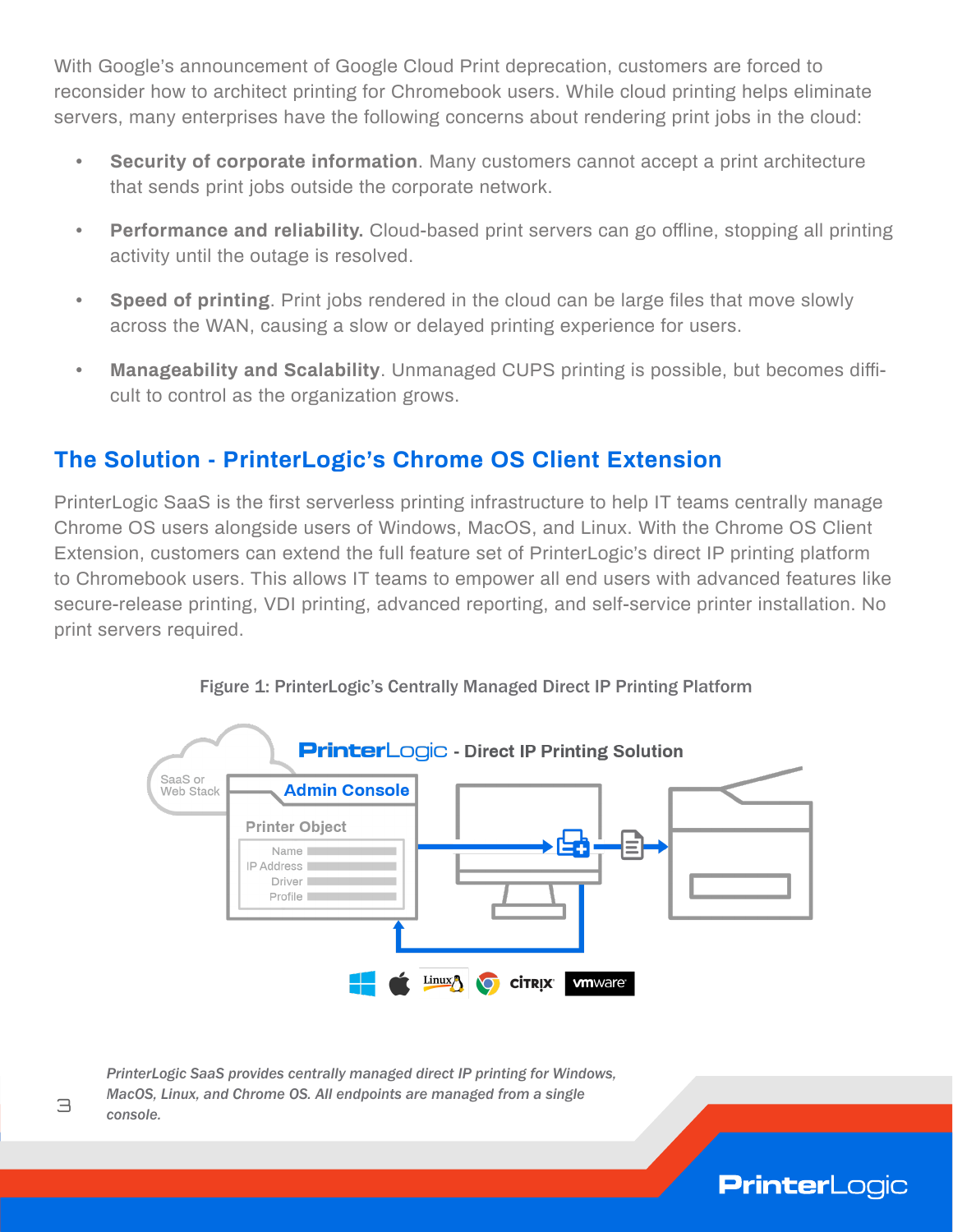With Google's announcement of Google Cloud Print deprecation, customers are forced to reconsider how to architect printing for Chromebook users. While cloud printing helps eliminate servers, many enterprises have the following concerns about rendering print jobs in the cloud:

- **Security of corporate information**. Many customers cannot accept a print architecture that sends print jobs outside the corporate network.
- **Performance and reliability.** Cloud-based print servers can go offline, stopping all printing activity until the outage is resolved.
- **Speed of printing**. Print jobs rendered in the cloud can be large files that move slowly across the WAN, causing a slow or delayed printing experience for users.
- **Manageability and Scalability**. Unmanaged CUPS printing is possible, but becomes difficult to control as the organization grows.

## The Solution - PrinterLogic's Chrome OS Client Extension

PrinterLogic SaaS is the first serverless printing infrastructure to help IT teams centrally manage Chrome OS users alongside users of Windows, MacOS, and Linux. With the Chrome OS Client Extension, customers can extend the full feature set of PrinterLogic's direct IP printing platform to Chromebook users. This allows IT teams to empower all end users with advanced features like secure-release printing, VDI printing, advanced reporting, and self-service printer installation. No print servers required.

**Figure 1: PrinterLogic's Centrally Managed Direct IP Printing Platform**

*PrinterLogic SaaS provides centrally managed direct IP printing for Windows, MacOS, Linux, and Chrome OS. All endpoints are managed from a single console.*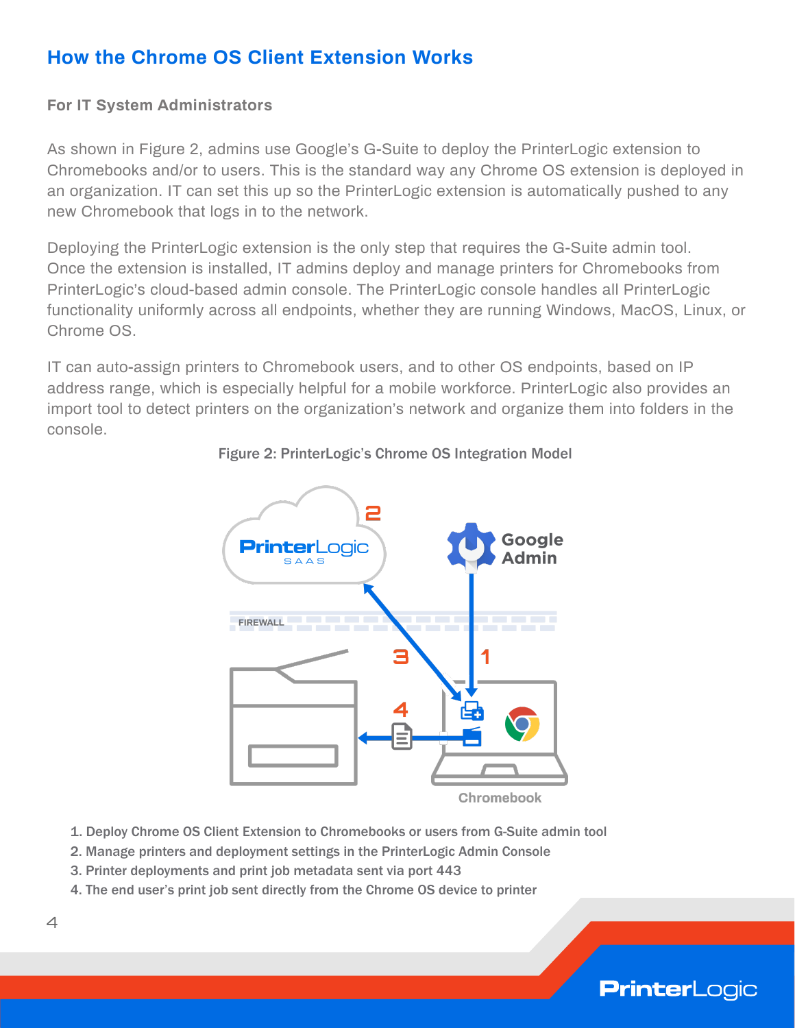# How the Chrome OS Client Extension Works

## For IT System Administrators

As shown in Figure 2, admins use Google's G-Suite to deploy the PrinterLogic extension to Chromebooks and/or to users. This is the standard way any Chrome OS extension is deployed in an organization. IT can set this up so the PrinterLogic extension is automatically pushed to any new Chromebook that logs in to the network.

Deploying the PrinterLogic extension is the only step that requires the G-Suite admin tool. Once the extension is installed, IT admins deploy and manage printers for Chromebooks from PrinterLogic's cloud-based admin console. The PrinterLogic console handles all PrinterLogic functionality uniformly across all endpoints, whether they are running Windows, MacOS, Linux, or Chrome OS.

IT can auto-assign printers to Chromebook users, and to other OS endpoints, based on IP address range, which is especially helpful for a mobile workforce. PrinterLogic also provides an import tool to detect printers on the organization's network and organize them into folders in the console.

**Figure 2: PrinterLogic's Chrome OS Integration Model**

1. Deploy Chrome OS Client Extension to Chromebooks or users from G-Suite admin tool
2. Manage printers and deployment settings in the PrinterLogic Admin Console
3. Printer deployments and print job metadata sent via port 443
4. The end user's print job sent directly from the Chrome OS device to printer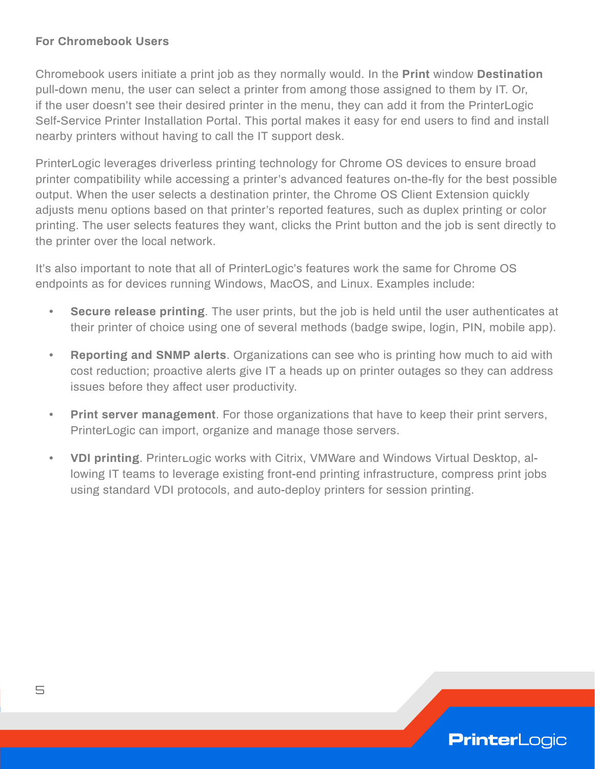**For Chromebook Users**

Chromebook users initiate a print job as they normally would. In the **Print** window **Destination** pull-down menu, the user can select a printer from among those assigned to them by IT. Or, if the user doesn't see their desired printer in the menu, they can add it from the PrinterLogic Self-Service Printer Installation Portal. This portal makes it easy for end users to find and install nearby printers without having to call the IT support desk.

PrinterLogic leverages driverless printing technology for Chrome OS devices to ensure broad printer compatibility while accessing a printer's advanced features on-the-fly for the best possible output. When the user selects a destination printer, the Chrome OS Client Extension quickly adjusts menu options based on that printer's reported features, such as duplex printing or color printing. The user selects features they want, clicks the Print button and the job is sent directly to the printer over the local network.

It's also important to note that all of PrinterLogic's features work the same for Chrome OS endpoints as for devices running Windows, MacOS, and Linux. Examples include:

- **Secure release printing**. The user prints, but the job is held until the user authenticates at their printer of choice using one of several methods (badge swipe, login, PIN, mobile app).
- **Reporting and SNMP alerts**. Organizations can see who is printing how much to aid with cost reduction; proactive alerts give IT a heads up on printer outages so they can address issues before they affect user productivity.
- **Print server management**. For those organizations that have to keep their print servers, PrinterLogic can import, organize and manage those servers.
- **VDI printing**. PrinterLogic works with Citrix, VMWare and Windows Virtual Desktop, allowing IT teams to leverage existing front-end printing infrastructure, compress print jobs using standard VDI protocols, and auto-deploy printers for session printing.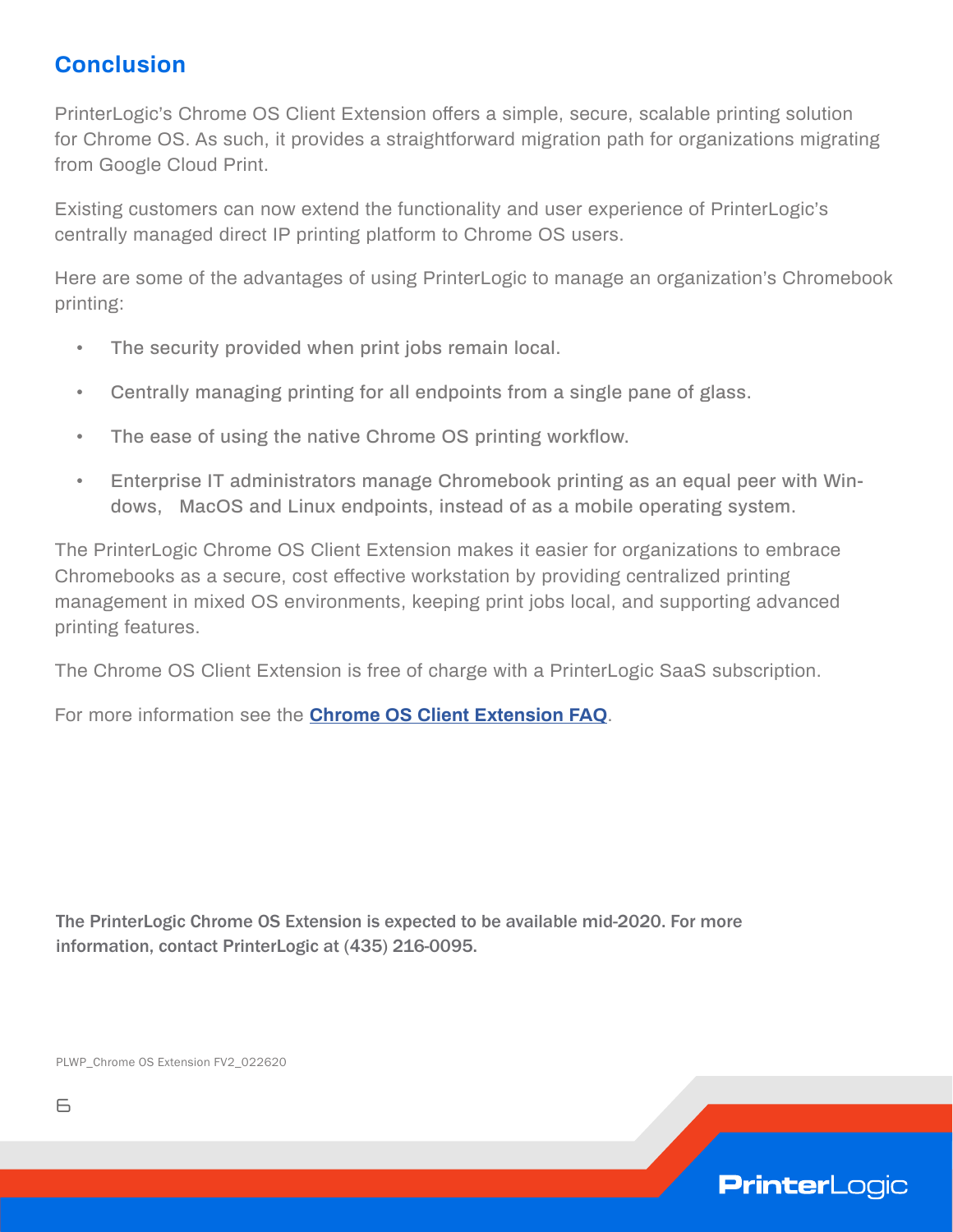## Conclusion

PrinterLogic's Chrome OS Client Extension offers a simple, secure, scalable printing solution for Chrome OS. As such, it provides a straightforward migration path for organizations migrating from Google Cloud Print.

Existing customers can now extend the functionality and user experience of PrinterLogic's centrally managed direct IP printing platform to Chrome OS users.

Here are some of the advantages of using PrinterLogic to manage an organization's Chromebook printing:

- The security provided when print jobs remain local.
- Centrally managing printing for all endpoints from a single pane of glass.
- The ease of using the native Chrome OS printing workflow.
- Enterprise IT administrators manage Chromebook printing as an equal peer with Windows, MacOS and Linux endpoints, instead of as a mobile operating system.

The PrinterLogic Chrome OS Client Extension makes it easier for organizations to embrace Chromebooks as a secure, cost effective workstation by providing centralized printing management in mixed OS environments, keeping print jobs local, and supporting advanced printing features.

The Chrome OS Client Extension is free of charge with a PrinterLogic SaaS subscription.

For more information see the **Chrome OS Client Extension FAQ**.

The PrinterLogic Chrome OS Extension is expected to be available mid-2020. For more information, contact PrinterLogic at (435) 216-0095.

PLWP_Chrome OS Extension FV2_022620